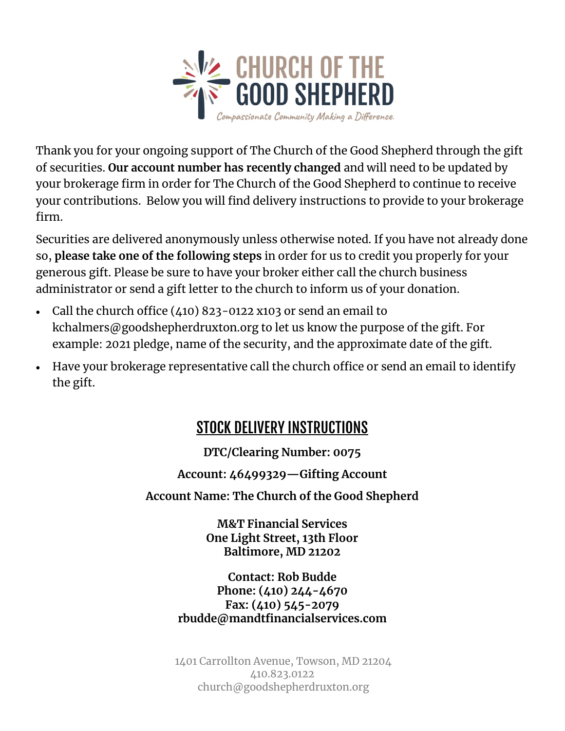# CHURCH OF THE GOOD SHEPHERD

*Compassionate Community Making a Difference.*

Thank you for your ongoing support of The Church of the Good Shepherd through the gift of securities. **Our account number has recently changed** and will need to be updated by your brokerage firm in order for The Church of the Good Shepherd to continue to receive your contributions. Below you will find delivery instructions to provide to your brokerage firm.

Securities are delivered anonymously unless otherwise noted. If you have not already done so, **please take one of the following steps** in order for us to credit you properly for your generous gift. Please be sure to have your broker either call the church business administrator or send a gift letter to the church to inform us of your donation.

- Call the church office (410) 823-0122 x103 or send an email to kchalmers@goodshepherdruxton.org to let us know the purpose of the gift. For example: 2021 pledge, name of the security, and the approximate date of the gift.
- Have your brokerage representative call the church office or send an email to identify the gift.

## STOCK DELIVERY INSTRUCTIONS

**DTC/Clearing Number: 0075**

**Account: 46499329—Gifting Account**

**Account Name: The Church of the Good Shepherd**

**M&T Financial Services**
**One Light Street, 13th Floor**
**Baltimore, MD 21202**

**Contact: Rob Budde**
**Phone: (410) 244-4670**
**Fax: (410) 545-2079**
**rbudde@mandtfinancialservices.com**

1401 Carrollton Avenue, Towson, MD 21204
410.823.0122
church@goodshepherdruxton.org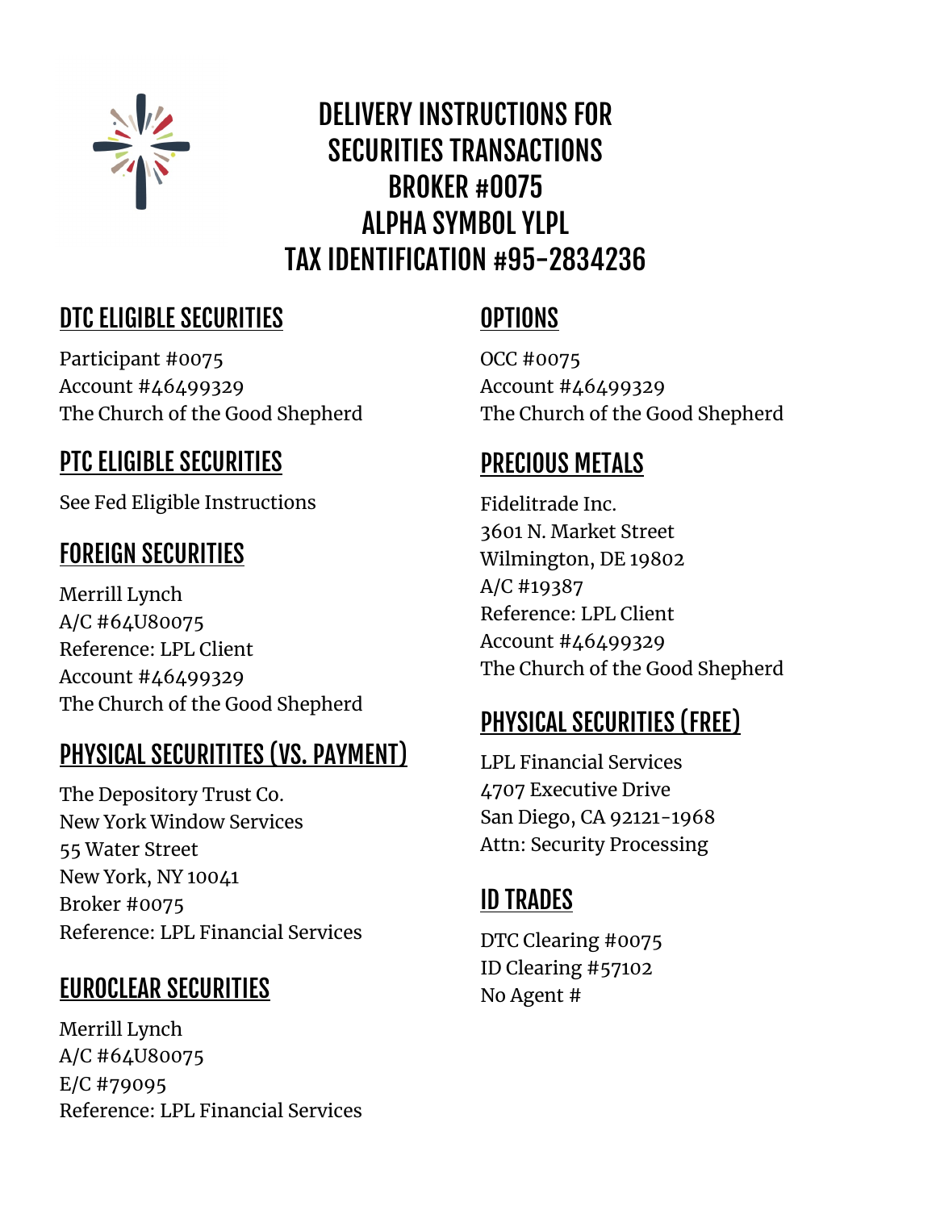# DELIVERY INSTRUCTIONS FOR SECURITIES TRANSACTIONS BROKER #0075 ALPHA SYMBOL YLPL TAX IDENTIFICATION #95-2834236

## DTC ELIGIBLE SECURITIES

Participant #0075
Account #46499329
The Church of the Good Shepherd

## PTC ELIGIBLE SECURITIES

See Fed Eligible Instructions

## FOREIGN SECURITIES

Merrill Lynch
A/C #64U80075
Reference: LPL Client
Account #46499329
The Church of the Good Shepherd

## PHYSICAL SECURITITES (VS. PAYMENT)

The Depository Trust Co.
New York Window Services
55 Water Street
New York, NY 10041
Broker #0075
Reference: LPL Financial Services

## EUROCLEAR SECURITIES

Merrill Lynch
A/C #64U80075
E/C #79095
Reference: LPL Financial Services

## OPTIONS

OCC #0075
Account #46499329
The Church of the Good Shepherd

## PRECIOUS METALS

Fidelitrade Inc.
3601 N. Market Street
Wilmington, DE 19802
A/C #19387
Reference: LPL Client
Account #46499329
The Church of the Good Shepherd

## PHYSICAL SECURITIES (FREE)

LPL Financial Services
4707 Executive Drive
San Diego, CA 92121-1968
Attn: Security Processing

## ID TRADES

DTC Clearing #0075
ID Clearing #57102
No Agent #